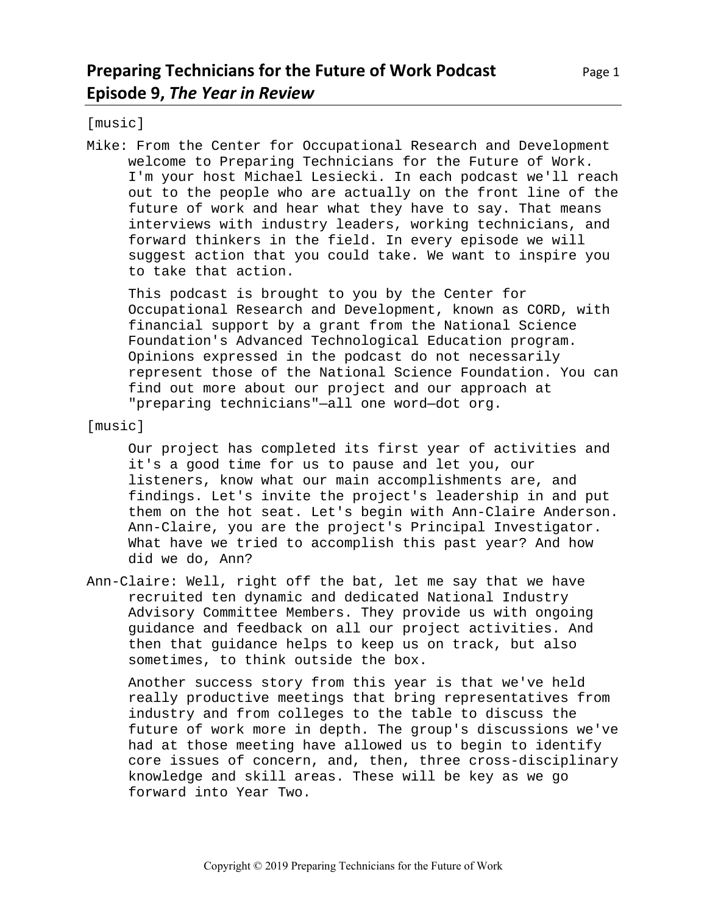# Preparing Technicians for the Future of Work Podcast
## Episode 9, *The Year in Review*

[music]

Mike: From the Center for Occupational Research and Development welcome to Preparing Technicians for the Future of Work. I'm your host Michael Lesiecki. In each podcast we'll reach out to the people who are actually on the front line of the future of work and hear what they have to say. That means interviews with industry leaders, working technicians, and forward thinkers in the field. In every episode we will suggest action that you could take. We want to inspire you to take that action.

This podcast is brought to you by the Center for Occupational Research and Development, known as CORD, with financial support by a grant from the National Science Foundation's Advanced Technological Education program. Opinions expressed in the podcast do not necessarily represent those of the National Science Foundation. You can find out more about our project and our approach at "preparing technicians"—all one word—dot org.

[music]

Our project has completed its first year of activities and it's a good time for us to pause and let you, our listeners, know what our main accomplishments are, and findings. Let's invite the project's leadership in and put them on the hot seat. Let's begin with Ann-Claire Anderson. Ann-Claire, you are the project's Principal Investigator. What have we tried to accomplish this past year? And how did we do, Ann?

Ann-Claire: Well, right off the bat, let me say that we have recruited ten dynamic and dedicated National Industry Advisory Committee Members. They provide us with ongoing guidance and feedback on all our project activities. And then that guidance helps to keep us on track, but also sometimes, to think outside the box.

Another success story from this year is that we've held really productive meetings that bring representatives from industry and from colleges to the table to discuss the future of work more in depth. The group's discussions we've had at those meeting have allowed us to begin to identify core issues of concern, and, then, three cross-disciplinary knowledge and skill areas. These will be key as we go forward into Year Two.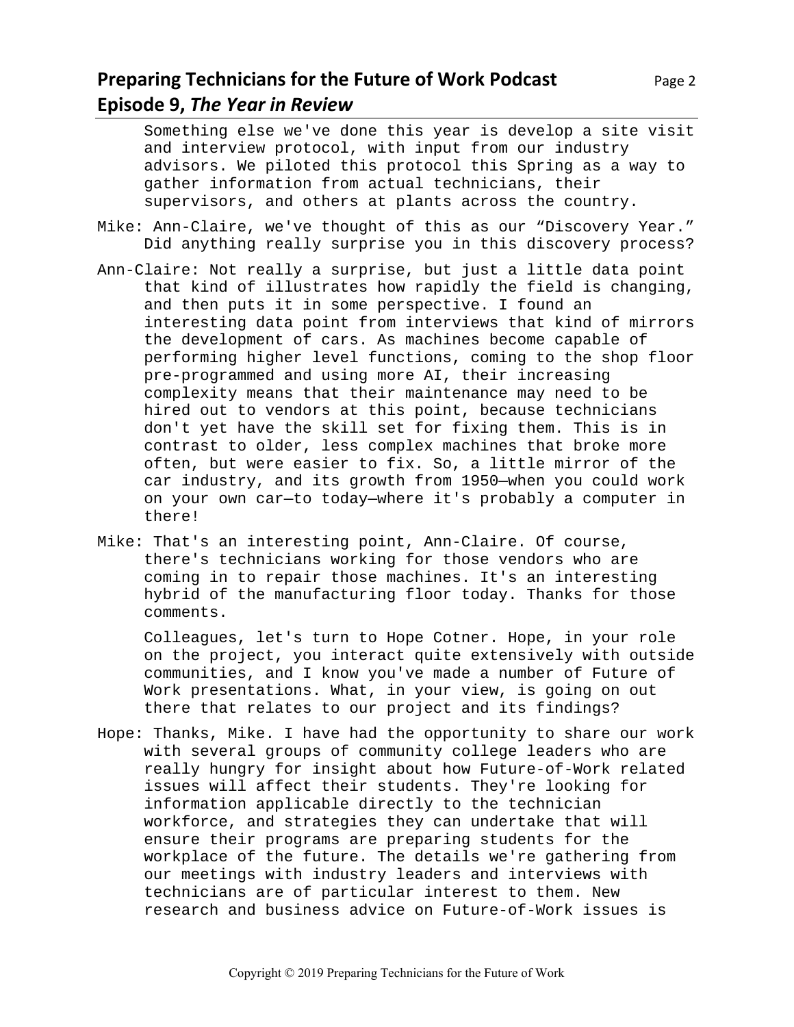Something else we've done this year is develop a site visit and interview protocol, with input from our industry advisors. We piloted this protocol this Spring as a way to gather information from actual technicians, their supervisors, and others at plants across the country.

Mike: Ann-Claire, we've thought of this as our "Discovery Year." Did anything really surprise you in this discovery process?

Ann-Claire: Not really a surprise, but just a little data point that kind of illustrates how rapidly the field is changing, and then puts it in some perspective. I found an interesting data point from interviews that kind of mirrors the development of cars. As machines become capable of performing higher level functions, coming to the shop floor pre-programmed and using more AI, their increasing complexity means that their maintenance may need to be hired out to vendors at this point, because technicians don't yet have the skill set for fixing them. This is in contrast to older, less complex machines that broke more often, but were easier to fix. So, a little mirror of the car industry, and its growth from 1950—when you could work on your own car—to today—where it's probably a computer in there!

Mike: That's an interesting point, Ann-Claire. Of course, there's technicians working for those vendors who are coming in to repair those machines. It's an interesting hybrid of the manufacturing floor today. Thanks for those comments.

Colleagues, let's turn to Hope Cotner. Hope, in your role on the project, you interact quite extensively with outside communities, and I know you've made a number of Future of Work presentations. What, in your view, is going on out there that relates to our project and its findings?

Hope: Thanks, Mike. I have had the opportunity to share our work with several groups of community college leaders who are really hungry for insight about how Future-of-Work related issues will affect their students. They're looking for information applicable directly to the technician workforce, and strategies they can undertake that will ensure their programs are preparing students for the workplace of the future. The details we're gathering from our meetings with industry leaders and interviews with technicians are of particular interest to them. New research and business advice on Future-of-Work issues is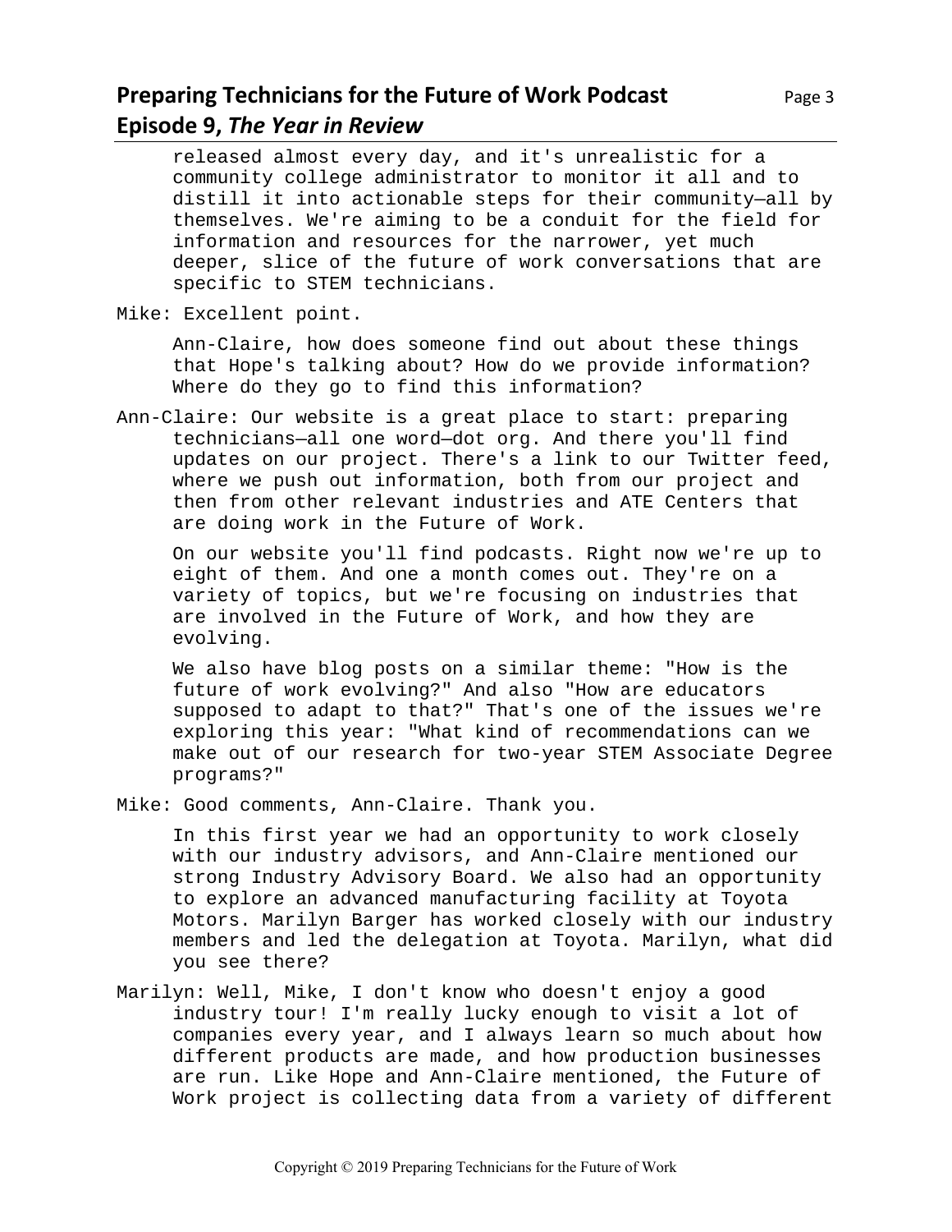released almost every day, and it's unrealistic for a community college administrator to monitor it all and to distill it into actionable steps for their community—all by themselves. We're aiming to be a conduit for the field for information and resources for the narrower, yet much deeper, slice of the future of work conversations that are specific to STEM technicians.

Mike: Excellent point.

Ann-Claire, how does someone find out about these things that Hope's talking about? How do we provide information? Where do they go to find this information?

Ann-Claire: Our website is a great place to start: preparing technicians—all one word—dot org. And there you'll find updates on our project. There's a link to our Twitter feed, where we push out information, both from our project and then from other relevant industries and ATE Centers that are doing work in the Future of Work.

On our website you'll find podcasts. Right now we're up to eight of them. And one a month comes out. They're on a variety of topics, but we're focusing on industries that are involved in the Future of Work, and how they are evolving.

We also have blog posts on a similar theme: "How is the future of work evolving?" And also "How are educators supposed to adapt to that?" That's one of the issues we're exploring this year: "What kind of recommendations can we make out of our research for two-year STEM Associate Degree programs?"

Mike: Good comments, Ann-Claire. Thank you.

In this first year we had an opportunity to work closely with our industry advisors, and Ann-Claire mentioned our strong Industry Advisory Board. We also had an opportunity to explore an advanced manufacturing facility at Toyota Motors. Marilyn Barger has worked closely with our industry members and led the delegation at Toyota. Marilyn, what did you see there?

Marilyn: Well, Mike, I don't know who doesn't enjoy a good industry tour! I'm really lucky enough to visit a lot of companies every year, and I always learn so much about how different products are made, and how production businesses are run. Like Hope and Ann-Claire mentioned, the Future of Work project is collecting data from a variety of different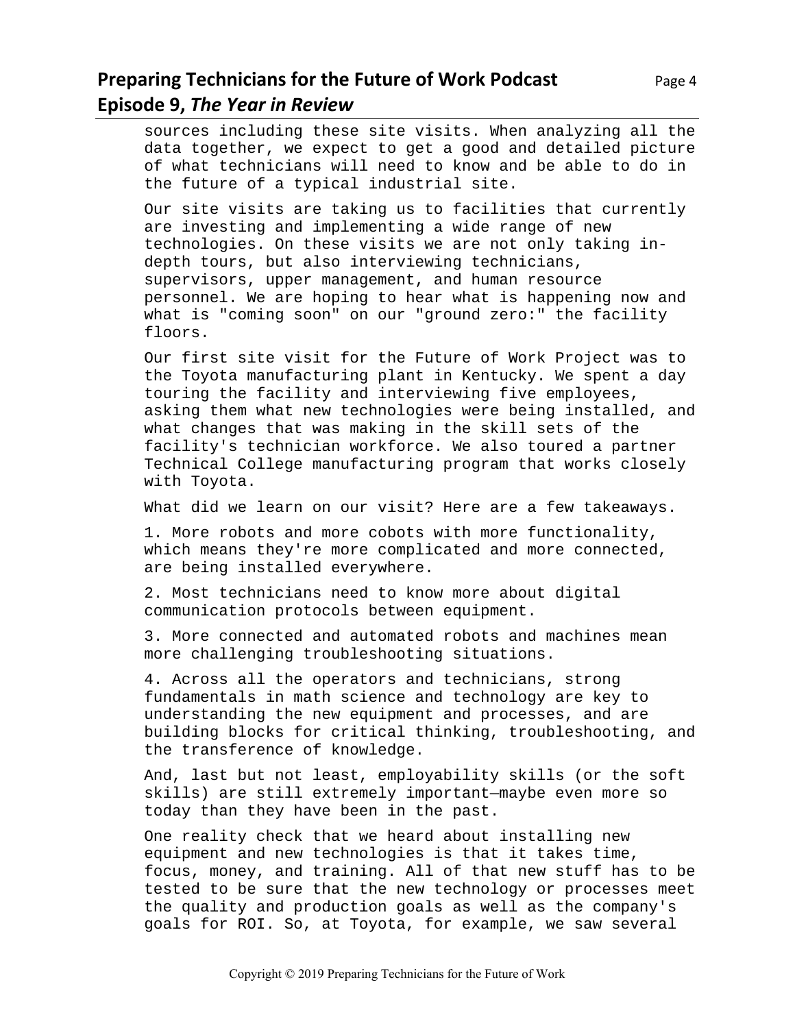sources including these site visits. When analyzing all the data together, we expect to get a good and detailed picture of what technicians will need to know and be able to do in the future of a typical industrial site.

Our site visits are taking us to facilities that currently are investing and implementing a wide range of new technologies. On these visits we are not only taking in-depth tours, but also interviewing technicians, supervisors, upper management, and human resource personnel. We are hoping to hear what is happening now and what is "coming soon" on our "ground zero:" the facility floors.

Our first site visit for the Future of Work Project was to the Toyota manufacturing plant in Kentucky. We spent a day touring the facility and interviewing five employees, asking them what new technologies were being installed, and what changes that was making in the skill sets of the facility's technician workforce. We also toured a partner Technical College manufacturing program that works closely with Toyota.

What did we learn on our visit? Here are a few takeaways.

1. More robots and more cobots with more functionality, which means they're more complicated and more connected, are being installed everywhere.

2. Most technicians need to know more about digital communication protocols between equipment.

3. More connected and automated robots and machines mean more challenging troubleshooting situations.

4. Across all the operators and technicians, strong fundamentals in math science and technology are key to understanding the new equipment and processes, and are building blocks for critical thinking, troubleshooting, and the transference of knowledge.

And, last but not least, employability skills (or the soft skills) are still extremely important—maybe even more so today than they have been in the past.

One reality check that we heard about installing new equipment and new technologies is that it takes time, focus, money, and training. All of that new stuff has to be tested to be sure that the new technology or processes meet the quality and production goals as well as the company's goals for ROI. So, at Toyota, for example, we saw several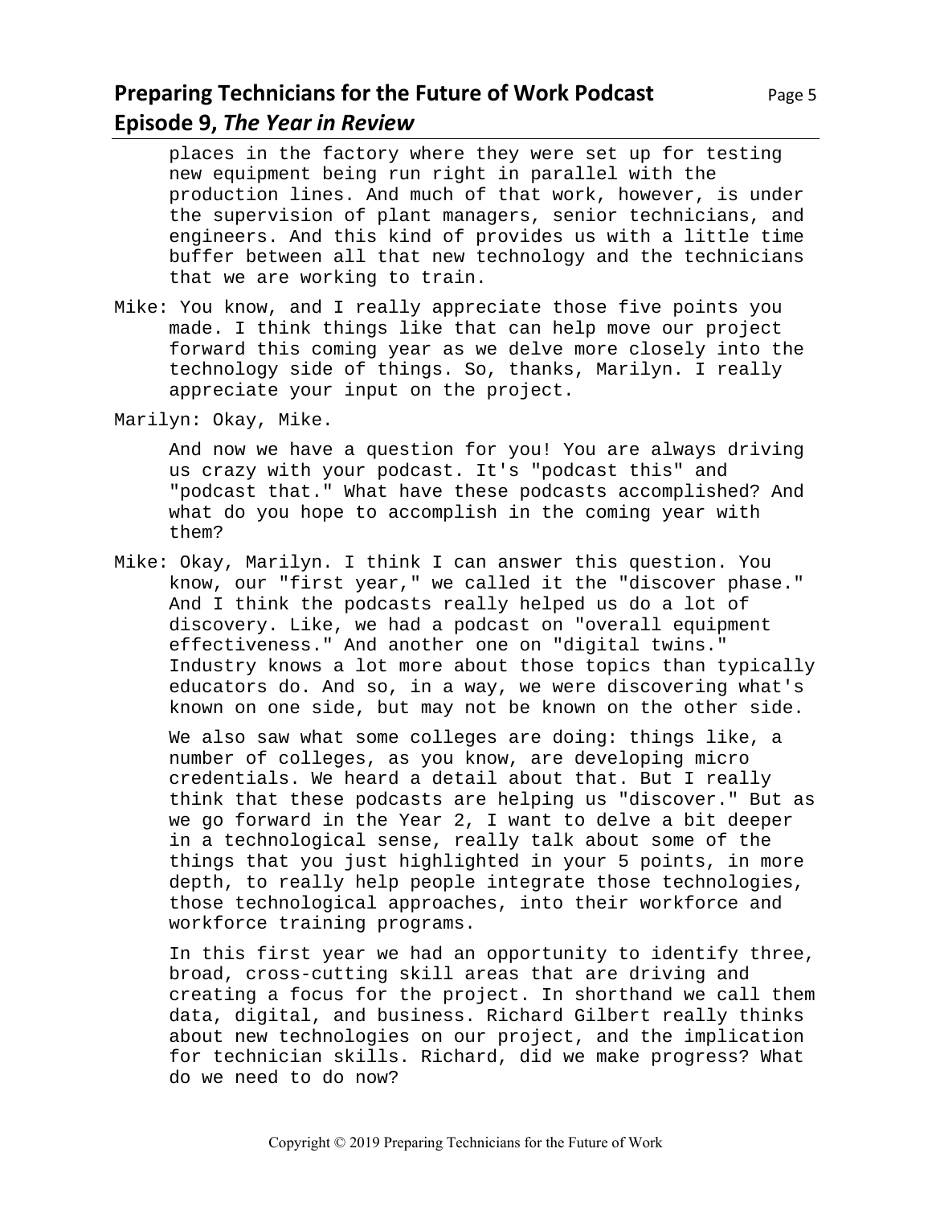places in the factory where they were set up for testing new equipment being run right in parallel with the production lines. And much of that work, however, is under the supervision of plant managers, senior technicians, and engineers. And this kind of provides us with a little time buffer between all that new technology and the technicians that we are working to train.

Mike: You know, and I really appreciate those five points you made. I think things like that can help move our project forward this coming year as we delve more closely into the technology side of things. So, thanks, Marilyn. I really appreciate your input on the project.

Marilyn: Okay, Mike.

And now we have a question for you! You are always driving us crazy with your podcast. It's "podcast this" and "podcast that." What have these podcasts accomplished? And what do you hope to accomplish in the coming year with them?

Mike: Okay, Marilyn. I think I can answer this question. You know, our "first year," we called it the "discover phase." And I think the podcasts really helped us do a lot of discovery. Like, we had a podcast on "overall equipment effectiveness." And another one on "digital twins." Industry knows a lot more about those topics than typically educators do. And so, in a way, we were discovering what's known on one side, but may not be known on the other side.

We also saw what some colleges are doing: things like, a number of colleges, as you know, are developing micro credentials. We heard a detail about that. But I really think that these podcasts are helping us "discover." But as we go forward in the Year 2, I want to delve a bit deeper in a technological sense, really talk about some of the things that you just highlighted in your 5 points, in more depth, to really help people integrate those technologies, those technological approaches, into their workforce and workforce training programs.

In this first year we had an opportunity to identify three, broad, cross-cutting skill areas that are driving and creating a focus for the project. In shorthand we call them data, digital, and business. Richard Gilbert really thinks about new technologies on our project, and the implication for technician skills. Richard, did we make progress? What do we need to do now?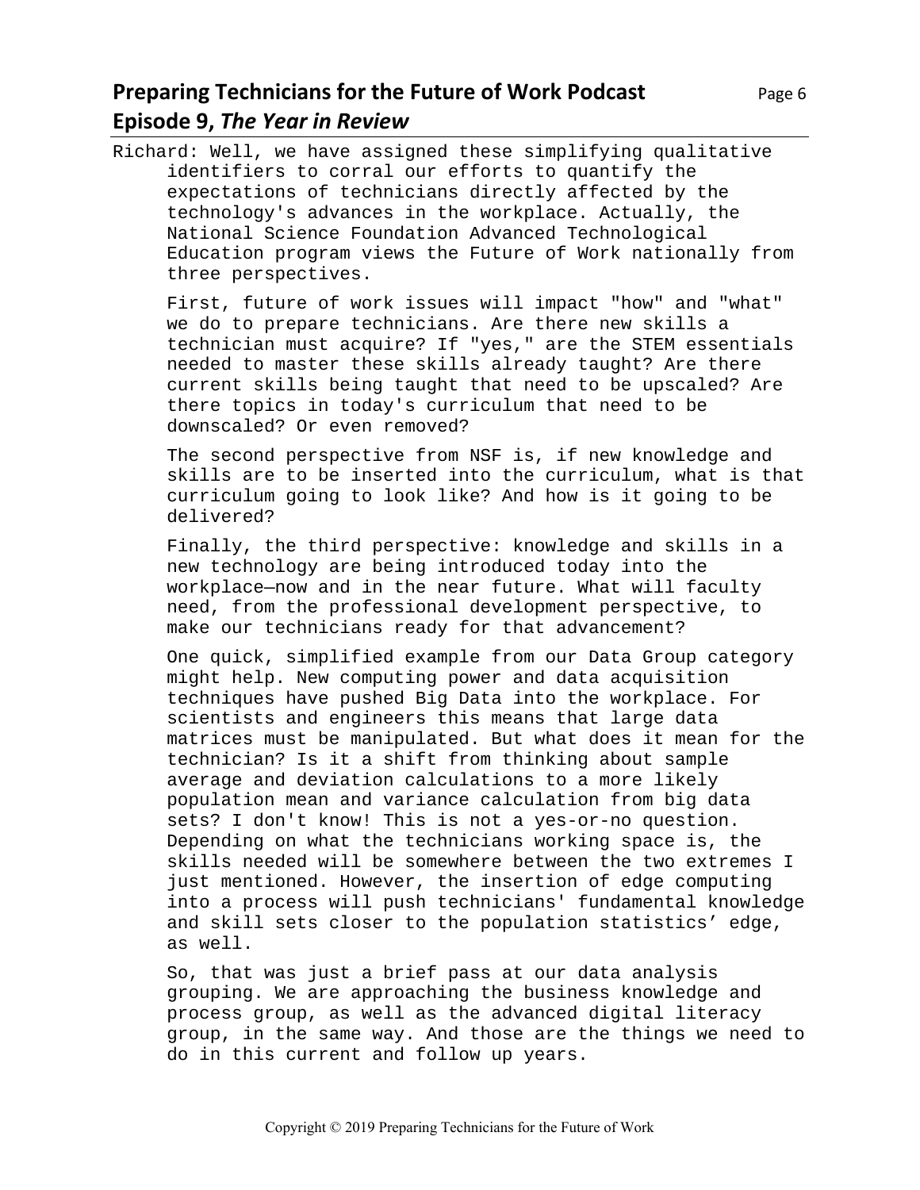Richard: Well, we have assigned these simplifying qualitative identifiers to corral our efforts to quantify the expectations of technicians directly affected by the technology's advances in the workplace. Actually, the National Science Foundation Advanced Technological Education program views the Future of Work nationally from three perspectives.

First, future of work issues will impact "how" and "what" we do to prepare technicians. Are there new skills a technician must acquire? If "yes," are the STEM essentials needed to master these skills already taught? Are there current skills being taught that need to be upscaled? Are there topics in today's curriculum that need to be downscaled? Or even removed?

The second perspective from NSF is, if new knowledge and skills are to be inserted into the curriculum, what is that curriculum going to look like? And how is it going to be delivered?

Finally, the third perspective: knowledge and skills in a new technology are being introduced today into the workplace—now and in the near future. What will faculty need, from the professional development perspective, to make our technicians ready for that advancement?

One quick, simplified example from our Data Group category might help. New computing power and data acquisition techniques have pushed Big Data into the workplace. For scientists and engineers this means that large data matrices must be manipulated. But what does it mean for the technician? Is it a shift from thinking about sample average and deviation calculations to a more likely population mean and variance calculation from big data sets? I don't know! This is not a yes-or-no question. Depending on what the technicians working space is, the skills needed will be somewhere between the two extremes I just mentioned. However, the insertion of edge computing into a process will push technicians' fundamental knowledge and skill sets closer to the population statistics' edge, as well.

So, that was just a brief pass at our data analysis grouping. We are approaching the business knowledge and process group, as well as the advanced digital literacy group, in the same way. And those are the things we need to do in this current and follow up years.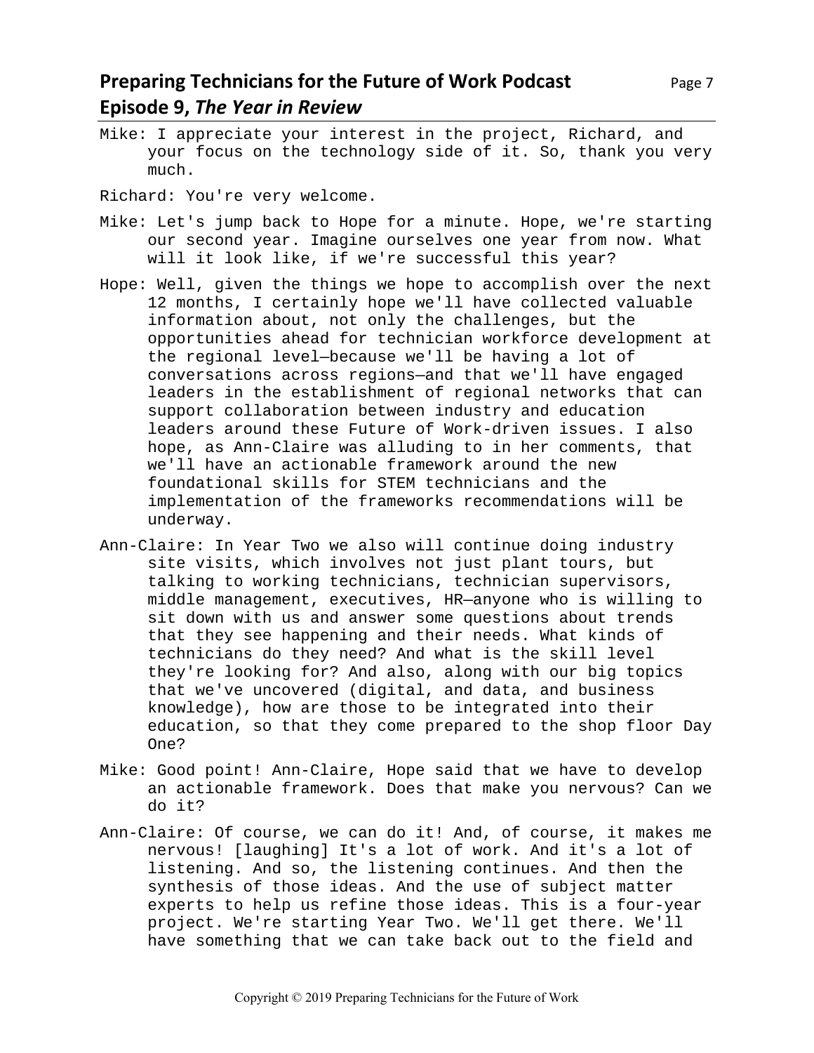Mike: I appreciate your interest in the project, Richard, and your focus on the technology side of it. So, thank you very much.

Richard: You're very welcome.

Mike: Let's jump back to Hope for a minute. Hope, we're starting our second year. Imagine ourselves one year from now. What will it look like, if we're successful this year?

Hope: Well, given the things we hope to accomplish over the next 12 months, I certainly hope we'll have collected valuable information about, not only the challenges, but the opportunities ahead for technician workforce development at the regional level—because we'll be having a lot of conversations across regions—and that we'll have engaged leaders in the establishment of regional networks that can support collaboration between industry and education leaders around these Future of Work-driven issues. I also hope, as Ann-Claire was alluding to in her comments, that we'll have an actionable framework around the new foundational skills for STEM technicians and the implementation of the frameworks recommendations will be underway.

Ann-Claire: In Year Two we also will continue doing industry site visits, which involves not just plant tours, but talking to working technicians, technician supervisors, middle management, executives, HR—anyone who is willing to sit down with us and answer some questions about trends that they see happening and their needs. What kinds of technicians do they need? And what is the skill level they're looking for? And also, along with our big topics that we've uncovered (digital, and data, and business knowledge), how are those to be integrated into their education, so that they come prepared to the shop floor Day One?

Mike: Good point! Ann-Claire, Hope said that we have to develop an actionable framework. Does that make you nervous? Can we do it?

Ann-Claire: Of course, we can do it! And, of course, it makes me nervous! [laughing] It's a lot of work. And it's a lot of listening. And so, the listening continues. And then the synthesis of those ideas. And the use of subject matter experts to help us refine those ideas. This is a four-year project. We're starting Year Two. We'll get there. We'll have something that we can take back out to the field and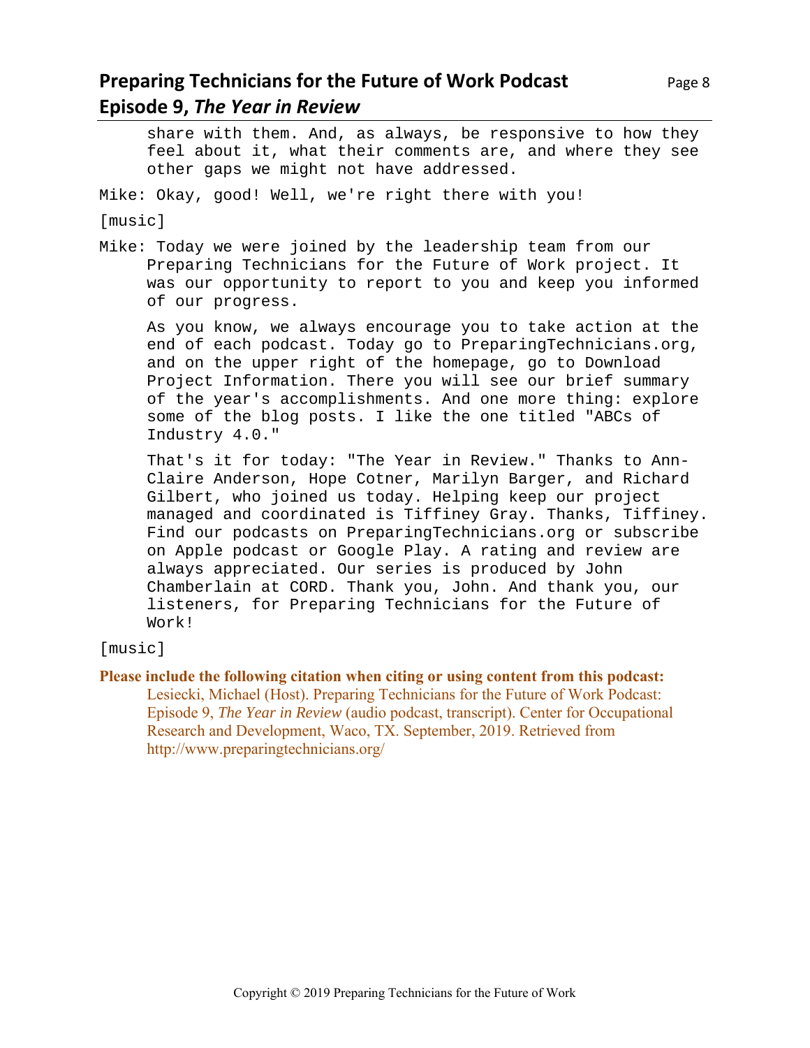share with them. And, as always, be responsive to how they feel about it, what their comments are, and where they see other gaps we might not have addressed.

Mike: Okay, good! Well, we're right there with you!

[music]

Mike: Today we were joined by the leadership team from our Preparing Technicians for the Future of Work project. It was our opportunity to report to you and keep you informed of our progress.

As you know, we always encourage you to take action at the end of each podcast. Today go to PreparingTechnicians.org, and on the upper right of the homepage, go to Download Project Information. There you will see our brief summary of the year's accomplishments. And one more thing: explore some of the blog posts. I like the one titled "ABCs of Industry 4.0."

That's it for today: "The Year in Review." Thanks to Ann-Claire Anderson, Hope Cotner, Marilyn Barger, and Richard Gilbert, who joined us today. Helping keep our project managed and coordinated is Tiffiney Gray. Thanks, Tiffiney. Find our podcasts on PreparingTechnicians.org or subscribe on Apple podcast or Google Play. A rating and review are always appreciated. Our series is produced by John Chamberlain at CORD. Thank you, John. And thank you, our listeners, for Preparing Technicians for the Future of Work!

[music]

**Please include the following citation when citing or using content from this podcast:**

Lesiecki, Michael (Host). Preparing Technicians for the Future of Work Podcast: Episode 9, *The Year in Review* (audio podcast, transcript). Center for Occupational Research and Development, Waco, TX. September, 2019. Retrieved from http://www.preparingtechnicians.org/